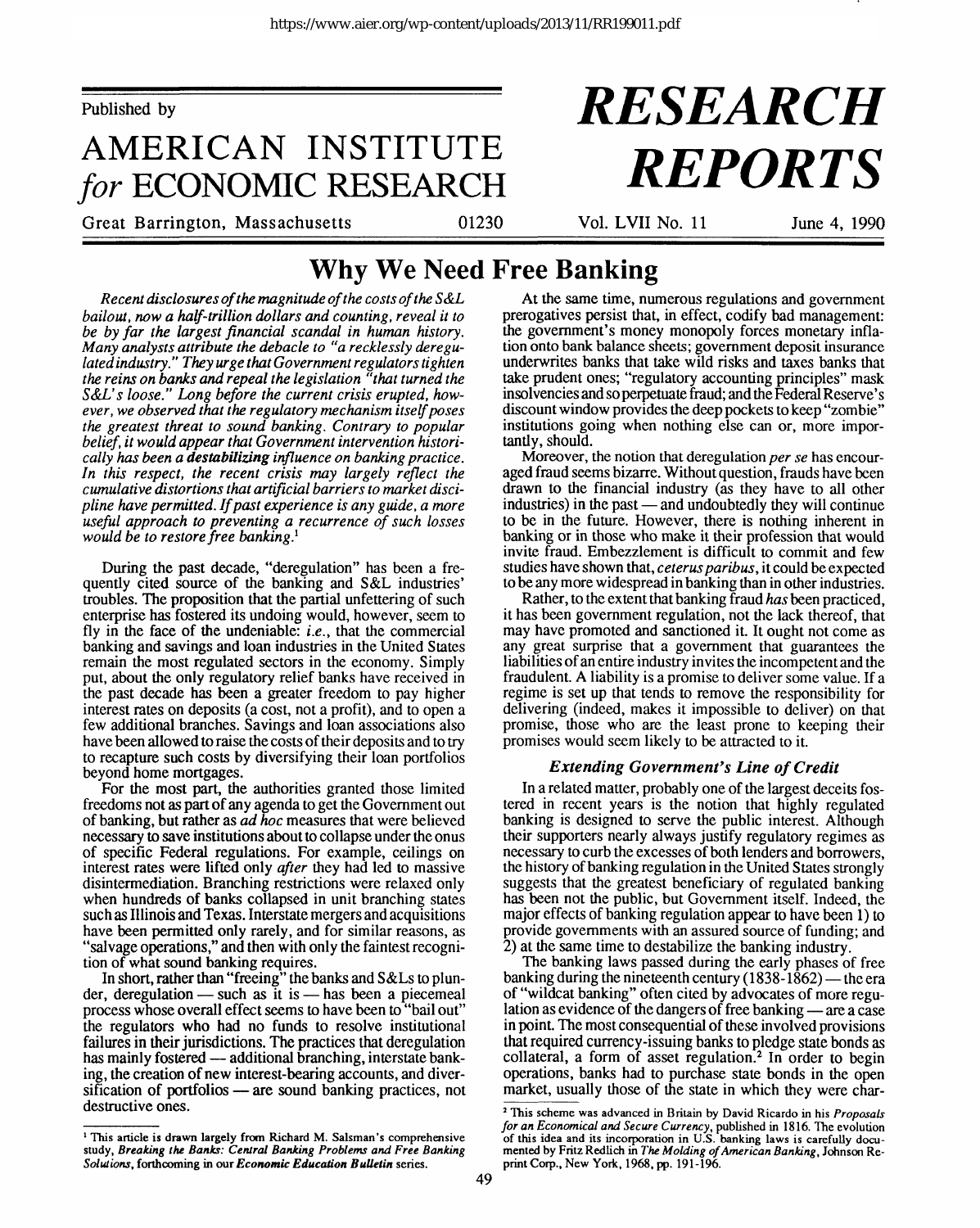Published by

AMERICAN INSTITUTE *for* ECONOMIC RESEARCH

Great Barrington, Massachusetts 01230

# *RESEARCH REPORTS*

Vol. LVII No. 11 June 4, 1990

# Why We Need Free Banking

*Recent disclosures of the magnitude of the costs of the S&L bailout, now a half-trillion dollars and counting, reveal it to be by far the largest financial scandal in human history. Many analysts attribute the debacle to "a recklessly deregulated industry." They urge that Government regulators tighten the reins on banks and repeal the legislation "that turned the S&L's loose." Long before the current crisis erupted, however, we observed that the regulatory mechanism itself poses the greatest threat to sound banking. Contrary to popular belief, it would appear that Government intervention historically has been a* ***destabilizing*** *influence on banking practice. In this respect, the recent crisis may largely reflect the cumulative distortions that artificial barriers to market discipline have permitted. If past experience is any guide, a more useful approach to preventing a recurrence of such losses would be to restore free banking.*[1]

During the past decade, "deregulation" has been a frequently cited source of the banking and S&L industries' troubles. The proposition that the partial unfettering of such enterprise has fostered its undoing would, however, seem to fly in the face of the undeniable: *i.e.*, that the commercial banking and savings and loan industries in the United States remain the most regulated sectors in the economy. Simply put, about the only regulatory relief banks have received in the past decade has been a greater freedom to pay higher interest rates on deposits (a cost, not a profit), and to open a few additional branches. Savings and loan associations also have been allowed to raise the costs of their deposits and to try to recapture such costs by diversifying their loan portfolios beyond home mortgages.

For the most part, the authorities granted those limited freedoms not as part of any agenda to get the Government out of banking, but rather as *ad hoc* measures that were believed necessary to save institutions about to collapse under the onus of specific Federal regulations. For example, ceilings on interest rates were lifted only *after* they had led to massive disintermediation. Branching restrictions were relaxed only when hundreds of banks collapsed in unit branching states such as Illinois and Texas. Interstate mergers and acquisitions have been permitted only rarely, and for similar reasons, as "salvage operations," and then with only the faintest recognition of what sound banking requires.

In short, rather than "freeing" the banks and S&Ls to plunder, deregulation — such as it is — has been a piecemeal process whose overall effect seems to have been to "bail out" the regulators who had no funds to resolve institutional failures in their jurisdictions. The practices that deregulation has mainly fostered — additional branching, interstate banking, the creation of new interest-bearing accounts, and diversification of portfolios — are sound banking practices, not destructive ones.

At the same time, numerous regulations and government prerogatives persist that, in effect, codify bad management: the government's money monopoly forces monetary inflation onto bank balance sheets; government deposit insurance underwrites banks that take wild risks and taxes banks that take prudent ones; "regulatory accounting principles" mask insolvencies and so perpetuate fraud; and the Federal Reserve's discount window provides the deep pockets to keep "zombie" institutions going when nothing else can or, more importantly, should.

Moreover, the notion that deregulation *per se* has encouraged fraud seems bizarre. Without question, frauds have been drawn to the financial industry (as they have to all other industries) in the past — and undoubtedly they will continue to be in the future. However, there is nothing inherent in banking or in those who make it their profession that would invite fraud. Embezzlement is difficult to commit and few studies have shown that, *ceterus paribus*, it could be expected to be any more widespread in banking than in other industries.

Rather, to the extent that banking fraud *has* been practiced, it has been government regulation, not the lack thereof, that may have promoted and sanctioned it. It ought not come as any great surprise that a government that guarantees the liabilities of an entire industry invites the incompetent and the fraudulent. A liability is a promise to deliver some value. If a regime is set up that tends to remove the responsibility for delivering (indeed, makes it impossible to deliver) on that promise, those who are the least prone to keeping their promises would seem likely to be attracted to it.

### *Extending Government's Line of Credit*

In a related matter, probably one of the largest deceits fostered in recent years is the notion that highly regulated banking is designed to serve the public interest. Although their supporters nearly always justify regulatory regimes as necessary to curb the excesses of both lenders and borrowers, the history of banking regulation in the United States strongly suggests that the greatest beneficiary of regulated banking has been not the public, but Government itself. Indeed, the major effects of banking regulation appear to have been 1) to provide governments with an assured source of funding; and 2) at the same time to destabilize the banking industry.

The banking laws passed during the early phases of free banking during the nineteenth century (1838-1862) — the era of "wildcat banking" often cited by advocates of more regulation as evidence of the dangers of free banking — are a case in point. The most consequential of these involved provisions that required currency-issuing banks to pledge state bonds as collateral, a form of asset regulation.[2] In order to begin operations, banks had to purchase state bonds in the open market, usually those of the state in which they were char-

---

[1] This article is drawn largely from Richard M. Salsman's comprehensive study, *Breaking the Banks: Central Banking Problems and Free Banking Solutions*, forthcoming in our ***Economic Education Bulletin*** series.

[2] This scheme was advanced in Britain by David Ricardo in his *Proposals for an Economical and Secure Currency*, published in 1816. The evolution of this idea and its incorporation in U.S. banking laws is carefully documented by Fritz Redlich in *The Molding of American Banking*, Johnson Reprint Corp., New York, 1968, pp. 191-196.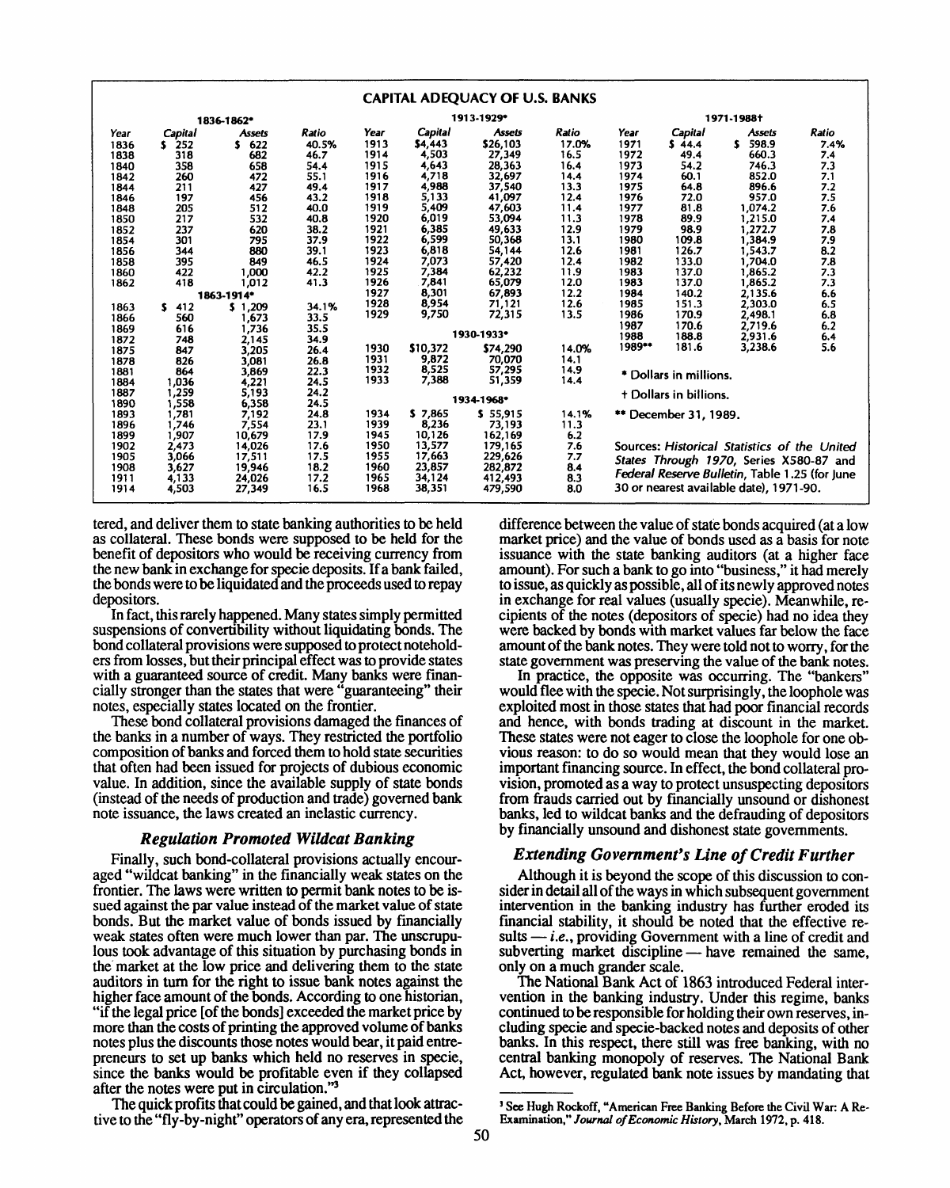## CAPITAL ADEQUACY OF U.S. BANKS

| 1836-1862* | | | | 1913-1929* | | | | 1971-1988† | | | |
|---|---|---|---|---|---|---|---|---|---|---|---|
| Year | Capital | Assets | Ratio | Year | Capital | Assets | Ratio | Year | Capital | Assets | Ratio |
| 1836 | $ 252 | $ 622 | 40.5% | 1913 | $4,443 | $26,103 | 17.0% | 1971 | $ 44.4 | $ 598.9 | 7.4% |
| 1838 | 318 | 682 | 46.7 | 1914 | 4,503 | 27,349 | 16.5 | 1972 | 49.4 | 660.3 | 7.4 |
| 1840 | 358 | 658 | 54.4 | 1915 | 4,643 | 28,363 | 16.4 | 1973 | 54.2 | 746.3 | 7.3 |
| 1842 | 260 | 472 | 55.1 | 1916 | 4,718 | 32,697 | 14.4 | 1974 | 60.1 | 852.0 | 7.1 |
| 1844 | 211 | 427 | 49.4 | 1917 | 4,988 | 37,540 | 13.3 | 1975 | 64.8 | 896.6 | 7.2 |
| 1846 | 197 | 456 | 43.2 | 1918 | 5,133 | 41,097 | 12.4 | 1976 | 72.0 | 957.0 | 7.5 |
| 1848 | 205 | 512 | 40.0 | 1919 | 5,409 | 47,603 | 11.4 | 1977 | 81.8 | 1,074.2 | 7.6 |
| 1850 | 217 | 532 | 40.8 | 1920 | 6,019 | 53,094 | 11.3 | 1978 | 89.9 | 1,215.0 | 7.4 |
| 1852 | 237 | 620 | 38.2 | 1921 | 6,385 | 49,633 | 12.9 | 1979 | 98.9 | 1,272.7 | 7.8 |
| 1854 | 301 | 795 | 37.9 | 1922 | 6,599 | 50,368 | 13.1 | 1980 | 109.8 | 1,384.9 | 7.9 |
| 1856 | 344 | 880 | 39.1 | 1923 | 6,818 | 54,144 | 12.6 | 1981 | 126.7 | 1,543.7 | 8.2 |
| 1858 | 395 | 849 | 46.5 | 1924 | 7,073 | 57,420 | 12.4 | 1982 | 133.0 | 1,704.0 | 7.8 |
| 1860 | 422 | 1,000 | 42.2 | 1925 | 7,384 | 62,232 | 11.9 | 1983 | 137.0 | 1,865.2 | 7.3 |
| 1862 | 418 | 1,012 | 41.3 | 1926 | 7,841 | 65,079 | 12.0 | 1983 | 137.0 | 1,865.2 | 7.3 |
| 1863-1914* | | | | 1927 | 8,301 | 67,893 | 12.2 | 1984 | 140.2 | 2,135.6 | 6.6 |
| 1863 | $ 412 | $ 1,209 | 34.1% | 1928 | 8,954 | 71,121 | 12.6 | 1985 | 151.3 | 2,303.0 | 6.5 |
| 1866 | 560 | 1,673 | 33.5 | 1929 | 9,750 | 72,315 | 13.5 | 1986 | 170.9 | 2,498.1 | 6.8 |
| 1869 | 616 | 1,736 | 35.5 | | | | | 1987 | 170.6 | 2,719.6 | 6.2 |
| 1872 | 748 | 2,145 | 34.9 | 1930-1933* | | | | 1988 | 188.8 | 2,931.6 | 6.4 |
| 1875 | 847 | 3,205 | 26.4 | 1930 | $10,372 | $74,290 | 14.0% | 1989** | 181.6 | 3,238.6 | 5.6 |
| 1878 | 826 | 3,081 | 26.8 | 1931 | 9,872 | 70,070 | 14.1 | | | | |
| 1881 | 864 | 3,869 | 22.3 | 1932 | 8,525 | 57,295 | 14.9 | | | | |
| 1884 | 1,036 | 4,221 | 24.5 | 1933 | 7,388 | 51,359 | 14.4 | | | | |
| 1887 | 1,259 | 5,193 | 24.2 | | | | | | | | |
| 1890 | 1,558 | 6,358 | 24.5 | 1934-1968* | | | | | | | |
| 1893 | 1,781 | 7,192 | 24.8 | 1934 | $ 7,865 | $ 55,915 | 14.1% | | | | |
| 1896 | 1,746 | 7,554 | 23.1 | 1939 | 8,236 | 73,193 | 11.3 | | | | |
| 1899 | 1,907 | 10,679 | 17.9 | 1945 | 10,126 | 162,169 | 6.2 | | | | |
| 1902 | 2,473 | 14,026 | 17.6 | 1950 | 13,577 | 179,165 | 7.6 | | | | |
| 1905 | 3,066 | 17,511 | 17.5 | 1955 | 17,663 | 229,626 | 7.7 | | | | |
| 1908 | 3,627 | 19,946 | 18.2 | 1960 | 23,857 | 282,872 | 8.4 | | | | |
| 1911 | 4,133 | 24,026 | 17.2 | 1965 | 34,124 | 412,493 | 8.3 | | | | |
| 1914 | 4,503 | 27,349 | 16.5 | 1968 | 38,351 | 479,590 | 8.0 | | | | |

* Dollars in millions.

† Dollars in billions.

** December 31, 1989.

Sources: *Historical Statistics of the United States Through 1970*, Series X580-87 and *Federal Reserve Bulletin*, Table 1.25 (for June 30 or nearest available date), 1971-90.

tered, and deliver them to state banking authorities to be held as collateral. These bonds were supposed to be held for the benefit of depositors who would be receiving currency from the new bank in exchange for specie deposits. If a bank failed, the bonds were to be liquidated and the proceeds used to repay depositors.

In fact, this rarely happened. Many states simply permitted suspensions of convertibility without liquidating bonds. The bond collateral provisions were supposed to protect noteholders from losses, but their principal effect was to provide states with a guaranteed source of credit. Many banks were financially stronger than the states that were "guaranteeing" their notes, especially states located on the frontier.

These bond collateral provisions damaged the finances of the banks in a number of ways. They restricted the portfolio composition of banks and forced them to hold state securities that often had been issued for projects of dubious economic value. In addition, since the available supply of state bonds (instead of the needs of production and trade) governed bank note issuance, the laws created an inelastic currency.

### *Regulation Promoted Wildcat Banking*

Finally, such bond-collateral provisions actually encouraged "wildcat banking" in the financially weak states on the frontier. The laws were written to permit bank notes to be issued against the par value instead of the market value of state bonds. But the market value of bonds issued by financially weak states often were much lower than par. The unscrupulous took advantage of this situation by purchasing bonds in the market at the low price and delivering them to the state auditors in turn for the right to issue bank notes against the higher face amount of the bonds. According to one historian, "if the legal price [of the bonds] exceeded the market price by more than the costs of printing the approved volume of banks notes plus the discounts those notes would bear, it paid entrepreneurs to set up banks which held no reserves in specie, since the banks would be profitable even if they collapsed after the notes were put in circulation."[3]

The quick profits that could be gained, and that look attractive to the "fly-by-night" operators of any era, represented the difference between the value of state bonds acquired (at a low market price) and the value of bonds used as a basis for note issuance with the state banking auditors (at a higher face amount). For such a bank to go into "business," it had merely to issue, as quickly as possible, all of its newly approved notes in exchange for real values (usually specie). Meanwhile, recipients of the notes (depositors of specie) had no idea they were backed by bonds with market values far below the face amount of the bank notes. They were told not to worry, for the state government was preserving the value of the bank notes.

In practice, the opposite was occurring. The "bankers" would flee with the specie. Not surprisingly, the loophole was exploited most in those states that had poor financial records and hence, with bonds trading at discount in the market. These states were not eager to close the loophole for one obvious reason: to do so would mean that they would lose an important financing source. In effect, the bond collateral provision, promoted as a way to protect unsuspecting depositors from frauds carried out by financially unsound or dishonest banks, led to wildcat banks and the defrauding of depositors by financially unsound and dishonest state governments.

### *Extending Government's Line of Credit Further*

Although it is beyond the scope of this discussion to consider in detail all of the ways in which subsequent government intervention in the banking industry has further eroded its financial stability, it should be noted that the effective results — *i.e.*, providing Government with a line of credit and subverting market discipline — have remained the same, only on a much grander scale.

The National Bank Act of 1863 introduced Federal intervention in the banking industry. Under this regime, banks continued to be responsible for holding their own reserves, including specie and specie-backed notes and deposits of other banks. In this respect, there still was free banking, with no central banking monopoly of reserves. The National Bank Act, however, regulated bank note issues by mandating that

[3] See Hugh Rockoff, "American Free Banking Before the Civil War: A Re-Examination," *Journal of Economic History*, March 1972, p. 418.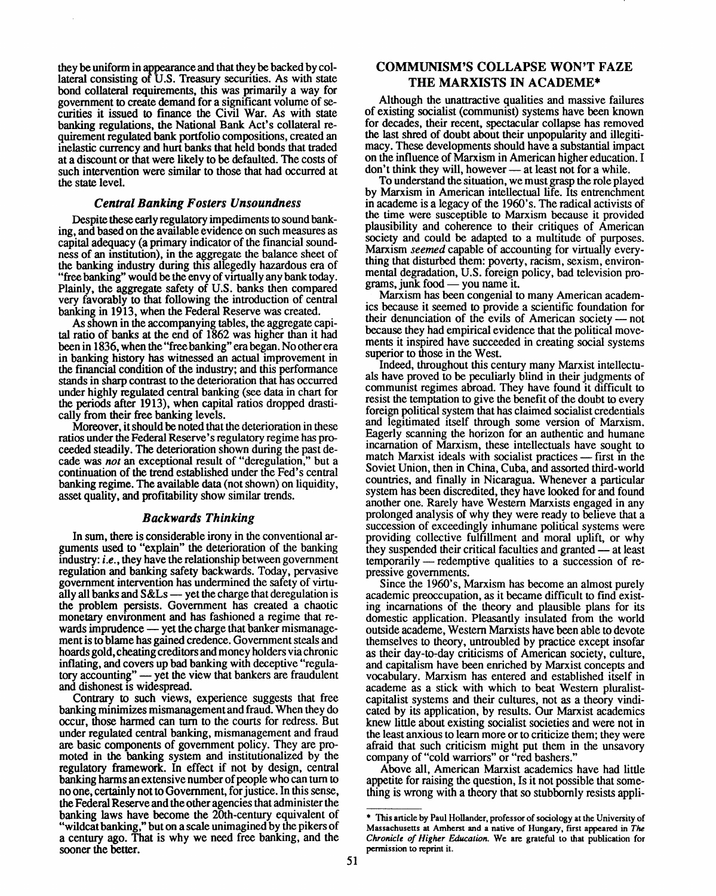they be uniform in appearance and that they be backed by collateral consisting of U.S. Treasury securities. As with state bond collateral requirements, this was primarily a way for government to create demand for a significant volume of securities it issued to finance the Civil War. As with state banking regulations, the National Bank Act's collateral requirement regulated bank portfolio compositions, created an inelastic currency and hurt banks that held bonds that traded at a discount or that were likely to be defaulted. The costs of such intervention were similar to those that had occurred at the state level.

### *Central Banking Fosters Unsoundness*

Despite these early regulatory impediments to sound banking, and based on the available evidence on such measures as capital adequacy (a primary indicator of the financial soundness of an institution), in the aggregate the balance sheet of the banking industry during this allegedly hazardous era of "free banking" would be the envy of virtually any bank today. Plainly, the aggregate safety of U.S. banks then compared very favorably to that following the introduction of central banking in 1913, when the Federal Reserve was created.

As shown in the accompanying tables, the aggregate capital ratio of banks at the end of 1862 was higher than it had been in 1836, when the "free banking" era began. No other era in banking history has witnessed an actual improvement in the financial condition of the industry; and this performance stands in sharp contrast to the deterioration that has occurred under highly regulated central banking (see data in chart for the periods after 1913), when capital ratios dropped drastically from their free banking levels.

Moreover, it should be noted that the deterioration in these ratios under the Federal Reserve's regulatory regime has proceeded steadily. The deterioration shown during the past decade was *not* an exceptional result of "deregulation," but a continuation of the trend established under the Fed's central banking regime. The available data (not shown) on liquidity, asset quality, and profitability show similar trends.

### *Backwards Thinking*

In sum, there is considerable irony in the conventional arguments used to "explain" the deterioration of the banking industry: *i.e.*, they have the relationship between government regulation and banking safety backwards. Today, pervasive government intervention has undermined the safety of virtually all banks and S&Ls — yet the charge that deregulation is the problem persists. Government has created a chaotic monetary environment and has fashioned a regime that rewards imprudence — yet the charge that banker mismanagement is to blame has gained credence. Government steals and hoards gold, cheating creditors and money holders via chronic inflating, and covers up bad banking with deceptive "regulatory accounting" — yet the view that bankers are fraudulent and dishonest is widespread.

Contrary to such views, experience suggests that free banking minimizes mismanagement and fraud. When they do occur, those harmed can turn to the courts for redress. But under regulated central banking, mismanagement and fraud are basic components of government policy. They are promoted in the banking system and institutionalized by the regulatory framework. In effect if not by design, central banking harms an extensive number of people who can turn to no one, certainly not to Government, for justice. In this sense, the Federal Reserve and the other agencies that administer the banking laws have become the 20th-century equivalent of "wildcat banking," but on a scale unimagined by the pikers of a century ago. That is why we need free banking, and the sooner the better.

## COMMUNISM'S COLLAPSE WON'T FAZE THE MARXISTS IN ACADEME*

Although the unattractive qualities and massive failures of existing socialist (communist) systems have been known for decades, their recent, spectacular collapse has removed the last shred of doubt about their unpopularity and illegitimacy. These developments should have a substantial impact on the influence of Marxism in American higher education. I don't think they will, however — at least not for a while.

To understand the situation, we must grasp the role played by Marxism in American intellectual life. Its entrenchment in academe is a legacy of the 1960's. The radical activists of the time were susceptible to Marxism because it provided plausibility and coherence to their critiques of American society and could be adapted to a multitude of purposes. Marxism *seemed* capable of accounting for virtually everything that disturbed them: poverty, racism, sexism, environmental degradation, U.S. foreign policy, bad television programs, junk food — you name it.

Marxism has been congenial to many American academics because it seemed to provide a scientific foundation for their denunciation of the evils of American society — not because they had empirical evidence that the political movements it inspired have succeeded in creating social systems superior to those in the West.

Indeed, throughout this century many Marxist intellectuals have proved to be peculiarly blind in their judgments of communist regimes abroad. They have found it difficult to resist the temptation to give the benefit of the doubt to every foreign political system that has claimed socialist credentials and legitimated itself through some version of Marxism. Eagerly scanning the horizon for an authentic and humane incarnation of Marxism, these intellectuals have sought to match Marxist ideals with socialist practices — first in the Soviet Union, then in China, Cuba, and assorted third-world countries, and finally in Nicaragua. Whenever a particular system has been discredited, they have looked for and found another one. Rarely have Western Marxists engaged in any prolonged analysis of why they were ready to believe that a succession of exceedingly inhumane political systems were providing collective fulfillment and moral uplift, or why they suspended their critical faculties and granted — at least temporarily — redemptive qualities to a succession of repressive governments.

Since the 1960's, Marxism has become an almost purely academic preoccupation, as it became difficult to find existing incarnations of the theory and plausible plans for its domestic application. Pleasantly insulated from the world outside academe, Western Marxists have been able to devote themselves to theory, untroubled by practice except insofar as their day-to-day criticisms of American society, culture, and capitalism have been enriched by Marxist concepts and vocabulary. Marxism has entered and established itself in academe as a stick with which to beat Western pluralist-capitalist systems and their cultures, not as a theory vindicated by its application, by results. Our Marxist academics knew little about existing socialist societies and were not in the least anxious to learn more or to criticize them; they were afraid that such criticism might put them in the unsavory company of "cold warriors" or "red bashers."

Above all, American Marxist academics have had little appetite for raising the question, Is it not possible that something is wrong with a theory that so stubbornly resists appli-

---

\* This article by Paul Hollander, professor of sociology at the University of Massachusetts at Amherst and a native of Hungary, first appeared in *The Chronicle of Higher Education*. We are grateful to that publication for permission to reprint it.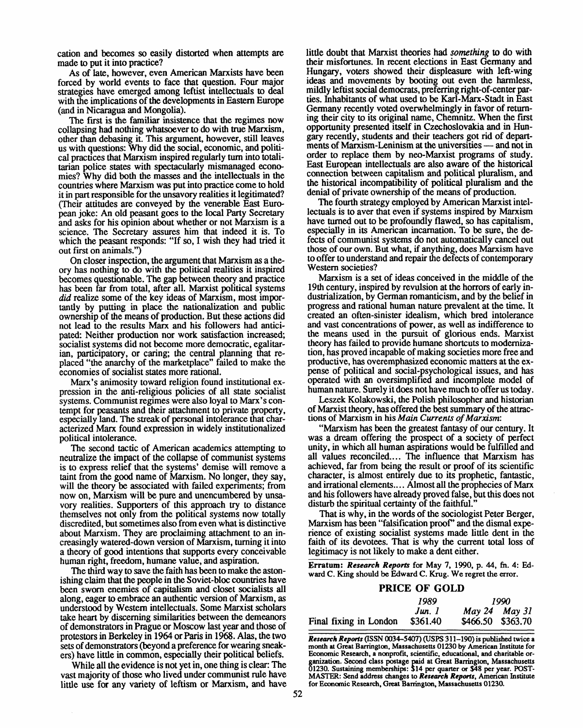cation and becomes so easily distorted when attempts are made to put it into practice?

As of late, however, even American Marxists have been forced by world events to face that question. Four major strategies have emerged among leftist intellectuals to deal with the implications of the developments in Eastern Europe (and in Nicaragua and Mongolia).

The first is the familiar insistence that the regimes now collapsing had nothing whatsoever to do with true Marxism, other than debasing it. This argument, however, still leaves us with questions: Why did the social, economic, and political practices that Marxism inspired regularly turn into totalitarian police states with spectacularly mismanaged economies? Why did both the masses and the intellectuals in the countries where Marxism was put into practice come to hold it in part responsible for the unsavory realities it legitimated? (Their attitudes are conveyed by the venerable East European joke: An old peasant goes to the local Party Secretary and asks for his opinion about whether or not Marxism is a science. The Secretary assures him that indeed it is. To which the peasant responds: "If so, I wish they had tried it out first on animals.")

On closer inspection, the argument that Marxism as a theory has nothing to do with the political realities it inspired becomes questionable. The gap between theory and practice has been far from total, after all. Marxist political systems *did* realize some of the key ideas of Marxism, most importantly by putting in place the nationalization and public ownership of the means of production. But these actions did not lead to the results Marx and his followers had anticipated: Neither production nor work satisfaction increased; socialist systems did not become more democratic, egalitarian, participatory, or caring; the central planning that replaced "the anarchy of the marketplace" failed to make the economies of socialist states more rational.

Marx's animosity toward religion found institutional expression in the anti-religious policies of all state socialist systems. Communist regimes were also loyal to Marx's contempt for peasants and their attachment to private property, especially land. The streak of personal intolerance that characterized Marx found expression in widely institutionalized political intolerance.

The second tactic of American academics attempting to neutralize the impact of the collapse of communist systems is to express relief that the systems' demise will remove a taint from the good name of Marxism. No longer, they say, will the theory be associated with failed experiments; from now on, Marxism will be pure and unencumbered by unsavory realities. Supporters of this approach try to distance themselves not only from the political systems now totally discredited, but sometimes also from even what is distinctive about Marxism. They are proclaiming attachment to an increasingly watered-down version of Marxism, turning it into a theory of good intentions that supports every conceivable human right, freedom, humane value, and aspiration.

The third way to save the faith has been to make the astonishing claim that the people in the Soviet-bloc countries have been sworn enemies of capitalism and closet socialists all along, eager to embrace an authentic version of Marxism, as understood by Western intellectuals. Some Marxist scholars take heart by discerning similarities between the demeanors of demonstrators in Prague or Moscow last year and those of protestors in Berkeley in 1964 or Paris in 1968. Alas, the two sets of demonstrators (beyond a preference for wearing sneakers) have little in common, especially their political beliefs.

While all the evidence is not yet in, one thing is clear: The vast majority of those who lived under communist rule have little use for any variety of leftism or Marxism, and have little doubt that Marxist theories had *something* to do with their misfortunes. In recent elections in East Germany and Hungary, voters showed their displeasure with left-wing ideas and movements by booting out even the harmless, mildly leftist social democrats, preferring right-of-center parties. Inhabitants of what used to be Karl-Marx-Stadt in East Germany recently voted overwhelmingly in favor of returning their city to its original name, Chemnitz. When the first opportunity presented itself in Czechoslovakia and in Hungary recently, students and their teachers got rid of departments of Marxism-Leninism at the universities — and not in order to replace them by neo-Marxist programs of study. East European intellectuals are also aware of the historical connection between capitalism and political pluralism, and the historical incompatibility of political pluralism and the denial of private ownership of the means of production.

The fourth strategy employed by American Marxist intellectuals is to aver that even if systems inspired by Marxism have turned out to be profoundly flawed, so has capitalism, especially in its American incarnation. To be sure, the defects of communist systems do not automatically cancel out those of our own. But what, if anything, does Marxism have to offer to understand and repair the defects of contemporary Western societies?

Marxism is a set of ideas conceived in the middle of the 19th century, inspired by revulsion at the horrors of early industrialization, by German romanticism, and by the belief in progress and rational human nature prevalent at the time. It created an often-sinister idealism, which bred intolerance and vast concentrations of power, as well as indifference to the means used in the pursuit of glorious ends. Marxist theory has failed to provide humane shortcuts to modernization, has proved incapable of making societies more free and productive, has overemphasized economic matters at the expense of political and social-psychological issues, and has operated with an oversimplified and incomplete model of human nature. Surely it does not have much to offer us today.

Leszek Kolakowski, the Polish philosopher and historian of Marxist theory, has offered the best summary of the attractions of Marxism in his *Main Currents of Marxism*:

"Marxism has been the greatest fantasy of our century. It was a dream offering the prospect of a society of perfect unity, in which all human aspirations would be fulfilled and all values reconciled.... The influence that Marxism has achieved, far from being the result or proof of its scientific character, is almost entirely due to its prophetic, fantastic, and irrational elements.... Almost all the prophecies of Marx and his followers have already proved false, but this does not disturb the spiritual certainty of the faithful."

That is why, in the words of the sociologist Peter Berger, Marxism has been "falsification proof" and the dismal experience of existing socialist systems made little dent in the faith of its devotees. That is why the current total loss of legitimacy is not likely to make a dent either.

**Erratum:** ***Research Reports*** for May 7, 1990, p. 44, fn. 4: Edward C. King should be Edward C. Krug. We regret the error.

## PRICE OF GOLD

| | 1989 | 1990 | |
|---|---|---|---|
| | *Jun. 1* | *May 24* | *May 31* |
| Final fixing in London | $361.40 | $466.50 | $363.70 |

***Research Reports*** (ISSN 0034-5407) (USPS 311-190) is published twice a month at Great Barrington, Massachusetts 01230 by American Institute for Economic Research, a nonprofit, scientific, educational, and charitable organization. Second class postage paid at Great Barrington, Massachusetts 01230. Sustaining memberships: $14 per quarter or $48 per year. POSTMASTER: Send address changes to ***Research Reports***, American Institute for Economic Research, Great Barrington, Massachusetts 01230.